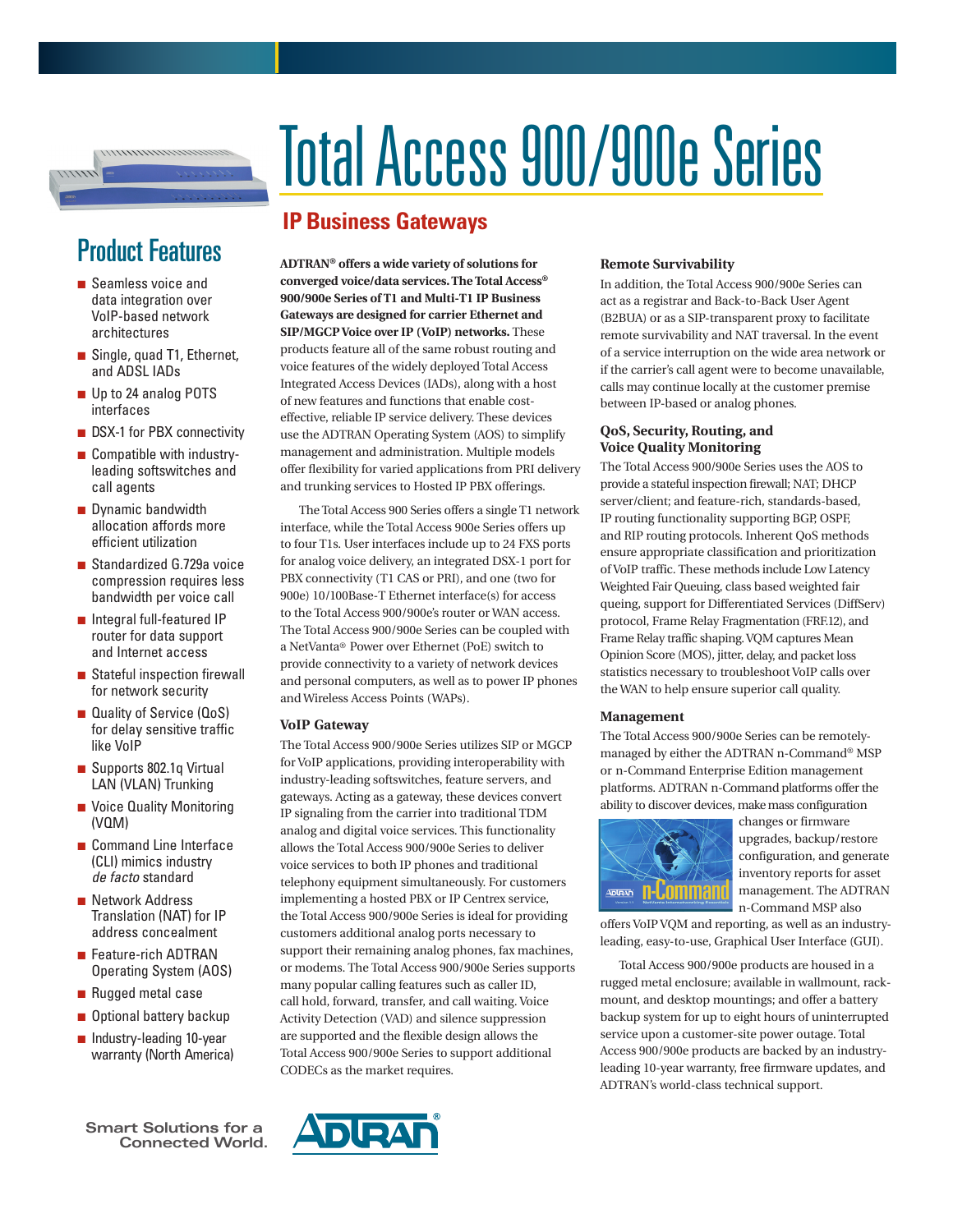# Total Access 900/900e Series

## IP Business Gateways

## Product Features

- Seamless voice and data integration over VoIP-based network architectures
- Single, quad T1, Ethernet, and ADSL IADs
- Up to 24 analog POTS interfaces
- DSX-1 for PBX connectivity
- Compatible with industry-leading softswitches and call agents
- Dynamic bandwidth allocation affords more efficient utilization
- Standardized G.729a voice compression requires less bandwidth per voice call
- Integral full-featured IP router for data support and Internet access
- Stateful inspection firewall for network security
- Quality of Service (QoS) for delay sensitive traffic like VoIP
- Supports 802.1q Virtual LAN (VLAN) Trunking
- Voice Quality Monitoring (VQM)
- Command Line Interface (CLI) mimics industry *de facto* standard
- Network Address Translation (NAT) for IP address concealment
- Feature-rich ADTRAN Operating System (AOS)
- Rugged metal case
- Optional battery backup
- Industry-leading 10-year warranty (North America)

**ADTRAN® offers a wide variety of solutions for converged voice/data services. The Total Access® 900/900e Series of T1 and Multi-T1 IP Business Gateways are designed for carrier Ethernet and SIP/MGCP Voice over IP (VoIP) networks.** These products feature all of the same robust routing and voice features of the widely deployed Total Access Integrated Access Devices (IADs), along with a host of new features and functions that enable cost-effective, reliable IP service delivery. These devices use the ADTRAN Operating System (AOS) to simplify management and administration. Multiple models offer flexibility for varied applications from PRI delivery and trunking services to Hosted IP PBX offerings.

The Total Access 900 Series offers a single T1 network interface, while the Total Access 900e Series offers up to four T1s. User interfaces include up to 24 FXS ports for analog voice delivery, an integrated DSX-1 port for PBX connectivity (T1 CAS or PRI), and one (two for 900e) 10/100Base-T Ethernet interface(s) for access to the Total Access 900/900e's router or WAN access. The Total Access 900/900e Series can be coupled with a NetVanta® Power over Ethernet (PoE) switch to provide connectivity to a variety of network devices and personal computers, as well as to power IP phones and Wireless Access Points (WAPs).

### VoIP Gateway

The Total Access 900/900e Series utilizes SIP or MGCP for VoIP applications, providing interoperability with industry-leading softswitches, feature servers, and gateways. Acting as a gateway, these devices convert IP signaling from the carrier into traditional TDM analog and digital voice services. This functionality allows the Total Access 900/900e Series to deliver voice services to both IP phones and traditional telephony equipment simultaneously. For customers implementing a hosted PBX or IP Centrex service, the Total Access 900/900e Series is ideal for providing customers additional analog ports necessary to support their remaining analog phones, fax machines, or modems. The Total Access 900/900e Series supports many popular calling features such as caller ID, call hold, forward, transfer, and call waiting. Voice Activity Detection (VAD) and silence suppression are supported and the flexible design allows the Total Access 900/900e Series to support additional CODECs as the market requires.

### Remote Survivability

In addition, the Total Access 900/900e Series can act as a registrar and Back-to-Back User Agent (B2BUA) or as a SIP-transparent proxy to facilitate remote survivability and NAT traversal. In the event of a service interruption on the wide area network or if the carrier's call agent were to become unavailable, calls may continue locally at the customer premise between IP-based or analog phones.

### QoS, Security, Routing, and Voice Quality Monitoring

The Total Access 900/900e Series uses the AOS to provide a stateful inspection firewall; NAT; DHCP server/client; and feature-rich, standards-based, IP routing functionality supporting BGP, OSPF, and RIP routing protocols. Inherent QoS methods ensure appropriate classification and prioritization of VoIP traffic. These methods include Low Latency Weighted Fair Queuing, class based weighted fair queing, support for Differentiated Services (DiffServ) protocol, Frame Relay Fragmentation (FRF.12), and Frame Relay traffic shaping. VQM captures Mean Opinion Score (MOS), jitter, delay, and packet loss statistics necessary to troubleshoot VoIP calls over the WAN to help ensure superior call quality.

### Management

The Total Access 900/900e Series can be remotely-managed by either the ADTRAN n-Command® MSP or n-Command Enterprise Edition management platforms. ADTRAN n-Command platforms offer the ability to discover devices, make mass configuration changes or firmware upgrades, backup/restore configuration, and generate inventory reports for asset management. The ADTRAN n-Command MSP also offers VoIP VQM and reporting, as well as an industry-leading, easy-to-use, Graphical User Interface (GUI).

Total Access 900/900e products are housed in a rugged metal enclosure; available in wallmount, rack-mount, and desktop mountings; and offer a battery backup system for up to eight hours of uninterrupted service upon a customer-site power outage. Total Access 900/900e products are backed by an industry-leading 10-year warranty, free firmware updates, and ADTRAN's world-class technical support.

Smart Solutions for a Connected World.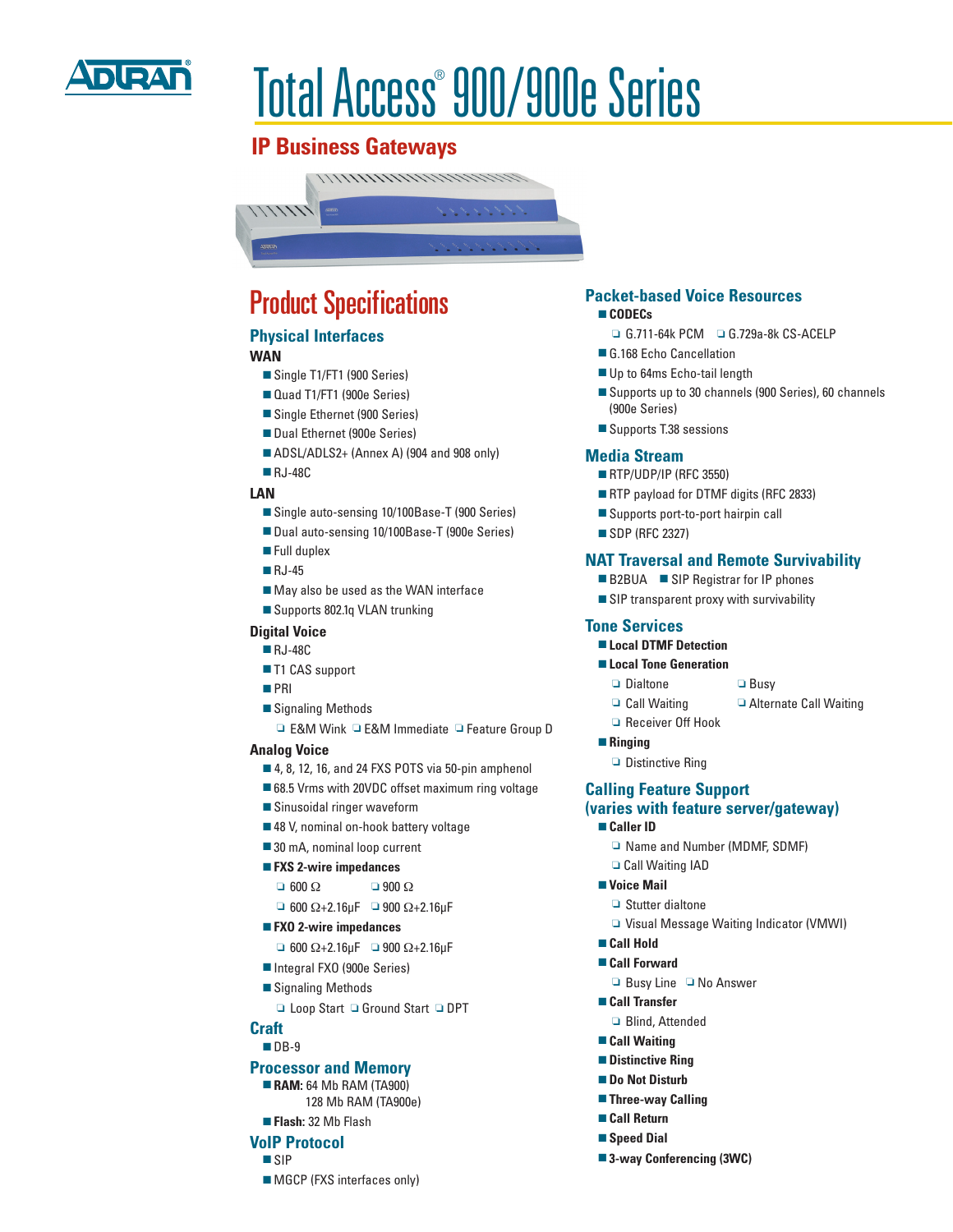# Total Access® 900/900e Series

## IP Business Gateways

# Product Specifications

## Physical Interfaces

### WAN

- Single T1/FT1 (900 Series)
- Quad T1/FT1 (900e Series)
- Single Ethernet (900 Series)
- Dual Ethernet (900e Series)
- ADSL/ADLS2+ (Annex A) (904 and 908 only)
- RJ-48C

### LAN

- Single auto-sensing 10/100Base-T (900 Series)
- Dual auto-sensing 10/100Base-T (900e Series)
- Full duplex
- RJ-45
- May also be used as the WAN interface
- Supports 802.1q VLAN trunking

### Digital Voice

- RJ-48C
- T1 CAS support
- PRI
- Signaling Methods
  - E&M Wink
  - E&M Immediate
  - Feature Group D

### Analog Voice

- 4, 8, 12, 16, and 24 FXS POTS via 50-pin amphenol
- 68.5 Vrms with 20VDC offset maximum ring voltage
- Sinusoidal ringer waveform
- 48 V, nominal on-hook battery voltage
- 30 mA, nominal loop current
- **FXS 2-wire impedances**
  - 600 Ω
  - 900 Ω
  - 600 Ω+2.16μF
  - 900 Ω+2.16μF
- **FXO 2-wire impedances**
  - 600 Ω+2.16μF
  - 900 Ω+2.16μF
- Integral FXO (900e Series)
- Signaling Methods
  - Loop Start
  - Ground Start
  - DPT

## Craft

- DB-9

## Processor and Memory

- **RAM:** 64 Mb RAM (TA900)
  128 Mb RAM (TA900e)
- **Flash:** 32 Mb Flash

## VoIP Protocol

- SIP
- MGCP (FXS interfaces only)

## Packet-based Voice Resources

- **CODECs**
  - G.711-64k PCM
  - G.729a-8k CS-ACELP
- G.168 Echo Cancellation
- Up to 64ms Echo-tail length
- Supports up to 30 channels (900 Series), 60 channels (900e Series)
- Supports T.38 sessions

## Media Stream

- RTP/UDP/IP (RFC 3550)
- RTP payload for DTMF digits (RFC 2833)
- Supports port-to-port hairpin call
- SDP (RFC 2327)

## NAT Traversal and Remote Survivability

- B2BUA
- SIP Registrar for IP phones
- SIP transparent proxy with survivability

## Tone Services

- **Local DTMF Detection**
- **Local Tone Generation**
  - Dialtone
  - Busy
  - Call Waiting
  - Alternate Call Waiting
  - Receiver Off Hook
- **Ringing**
  - Distinctive Ring

## Calling Feature Support (varies with feature server/gateway)

- **Caller ID**
  - Name and Number (MDMF, SDMF)
  - Call Waiting IAD
- **Voice Mail**
  - Stutter dialtone
  - Visual Message Waiting Indicator (VMWI)
- **Call Hold**
- **Call Forward**
  - Busy Line
  - No Answer
- **Call Transfer**
  - Blind, Attended
- **Call Waiting**
- **Distinctive Ring**
- **Do Not Disturb**
- **Three-way Calling**
- **Call Return**
- **Speed Dial**
- **3-way Conferencing (3WC)**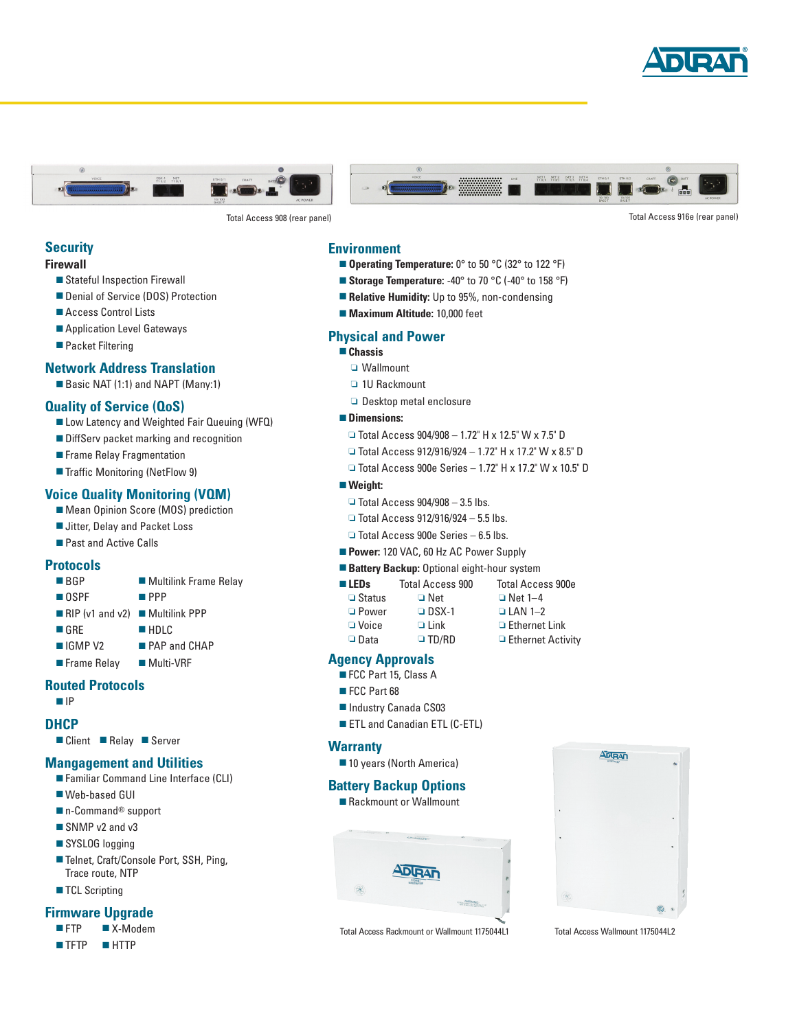Total Access 908 (rear panel)

Total Access 916e (rear panel)

## Security

### Firewall

- Stateful Inspection Firewall
- Denial of Service (DOS) Protection
- Access Control Lists
- Application Level Gateways
- Packet Filtering

## Network Address Translation

- Basic NAT (1:1) and NAPT (Many:1)

## Quality of Service (QoS)

- Low Latency and Weighted Fair Queuing (WFQ)
- DiffServ packet marking and recognition
- Frame Relay Fragmentation
- Traffic Monitoring (NetFlow 9)

## Voice Quality Monitoring (VQM)

- Mean Opinion Score (MOS) prediction
- Jitter, Delay and Packet Loss
- Past and Active Calls

## Protocols

- BGP
- OSPF
- RIP (v1 and v2)
- GRE
- IGMP V2
- Frame Relay
- Multilink Frame Relay
- PPP
- Multilink PPP
- HDLC
- PAP and CHAP
- Multi-VRF

## Routed Protocols

- IP

## DHCP

- Client
- Relay
- Server

## Mangagement and Utilities

- Familiar Command Line Interface (CLI)
- Web-based GUI
- n-Command® support
- SNMP v2 and v3
- SYSLOG logging
- Telnet, Craft/Console Port, SSH, Ping, Trace route, NTP
- TCL Scripting

## Firmware Upgrade

- FTP
- X-Modem
- TFTP
- HTTP

## Environment

- **Operating Temperature:** 0° to 50 °C (32° to 122 °F)
- **Storage Temperature:** -40° to 70 °C (-40° to 158 °F)
- **Relative Humidity:** Up to 95%, non-condensing
- **Maximum Altitude:** 10,000 feet

## Physical and Power

- **Chassis**
  - Wallmount
  - 1U Rackmount
  - Desktop metal enclosure
- **Dimensions:**
  - Total Access 904/908 – 1.72" H x 12.5" W x 7.5" D
  - Total Access 912/916/924 – 1.72" H x 17.2" W x 8.5" D
  - Total Access 900e Series – 1.72" H x 17.2" W x 10.5" D
- **Weight:**
  - Total Access 904/908 – 3.5 lbs.
  - Total Access 912/916/924 – 5.5 lbs.
  - Total Access 900e Series – 6.5 lbs.
- **Power:** 120 VAC, 60 Hz AC Power Supply
- **Battery Backup:** Optional eight-hour system
- **LEDs**

| | Total Access 900 | Total Access 900e |
|---|---|---|
| Status | Net | Net 1–4 |
| Power | DSX-1 | LAN 1–2 |
| Voice | Link | Ethernet Link |
| Data | TD/RD | Ethernet Activity |

## Agency Approvals

- FCC Part 15, Class A
- FCC Part 68
- Industry Canada CS03
- ETL and Canadian ETL (C-ETL)

## Warranty

- 10 years (North America)

## Battery Backup Options

- Rackmount or Wallmount

Total Access Rackmount or Wallmount 1175044L1

Total Access Wallmount 1175044L2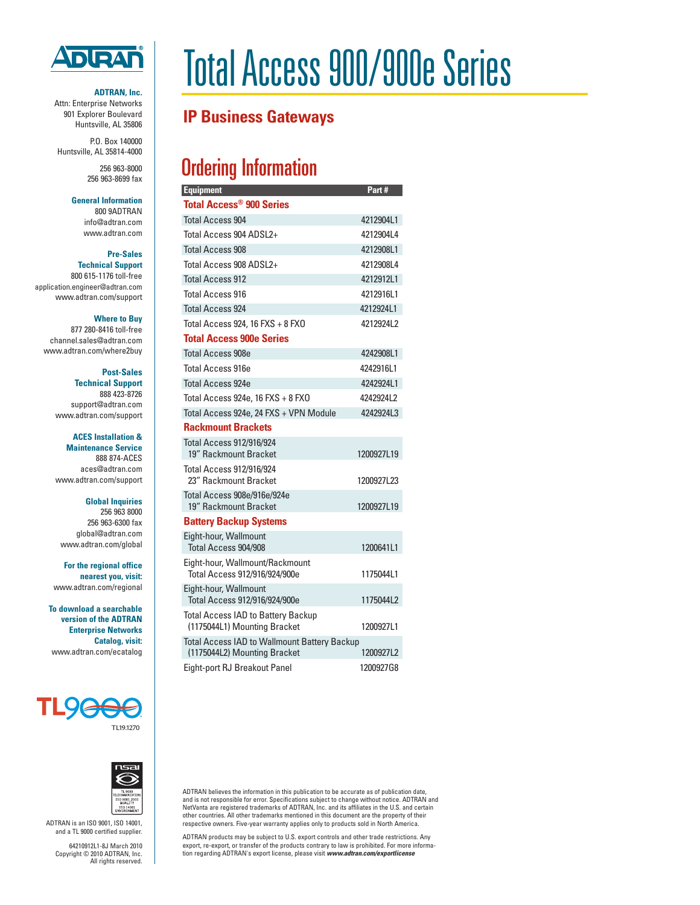# Total Access 900/900e Series

## IP Business Gateways

## Ordering Information

| Equipment | Part # |
|---|---|
| **Total Access® 900 Series** | |
| Total Access 904 | 4212904L1 |
| Total Access 904 ADSL2+ | 4212904L4 |
| Total Access 908 | 4212908L1 |
| Total Access 908 ADSL2+ | 4212908L4 |
| Total Access 912 | 4212912L1 |
| Total Access 916 | 4212916L1 |
| Total Access 924 | 4212924L1 |
| Total Access 924, 16 FXS + 8 FXO | 4212924L2 |
| **Total Access 900e Series** | |
| Total Access 908e | 4242908L1 |
| Total Access 916e | 4242916L1 |
| Total Access 924e | 4242924L1 |
| Total Access 924e, 16 FXS + 8 FXO | 4242924L2 |
| Total Access 924e, 24 FXS + VPN Module | 4242924L3 |
| **Rackmount Brackets** | |
| Total Access 912/916/924 19" Rackmount Bracket | 1200927L19 |
| Total Access 912/916/924 23" Rackmount Bracket | 1200927L23 |
| Total Access 908e/916e/924e 19" Rackmount Bracket | 1200927L19 |
| **Battery Backup Systems** | |
| Eight-hour, Wallmount Total Access 904/908 | 1200641L1 |
| Eight-hour, Wallmount/Rackmount Total Access 912/916/924/900e | 1175044L1 |
| Eight-hour, Wallmount Total Access 912/916/924/900e | 1175044L2 |
| Total Access IAD to Battery Backup (1175044L1) Mounting Bracket | 1200927L1 |
| Total Access IAD to Wallmount Battery Backup (1175044L2) Mounting Bracket | 1200927L2 |
| Eight-port RJ Breakout Panel | 1200927G8 |

**ADTRAN, Inc.**
Attn: Enterprise Networks
901 Explorer Boulevard
Huntsville, AL 35806

P.O. Box 140000
Huntsville, AL 35814-4000

256 963-8000
256 963-8699 fax

**General Information**
800 9ADTRAN
info@adtran.com
www.adtran.com

**Pre-Sales Technical Support**
800 615-1176 toll-free
application.engineer@adtran.com
www.adtran.com/support

**Where to Buy**
877 280-8416 toll-free
channel.sales@adtran.com
www.adtran.com/where2buy

**Post-Sales Technical Support**
888 423-8726
support@adtran.com
www.adtran.com/support

**ACES Installation & Maintenance Service**
888 874-ACES
aces@adtran.com
www.adtran.com/support

**Global Inquiries**
256 963 8000
256 963-6300 fax
global@adtran.com
www.adtran.com/global

**For the regional office nearest you, visit:**
www.adtran.com/regional

**To download a searchable version of the ADTRAN Enterprise Networks Catalog, visit:**
www.adtran.com/ecatalog

TL19.1270

ADTRAN is an ISO 9001, ISO 14001, and a TL 9000 certified supplier.

64210912L1-8J March 2010
Copyright © 2010 ADTRAN, Inc.
All rights reserved.

ADTRAN believes the information in this publication to be accurate as of publication date, and is not responsible for error. Specifications subject to change without notice. ADTRAN and NetVanta are registered trademarks of ADTRAN, Inc. and its affiliates in the U.S. and certain other countries. All other trademarks mentioned in this document are the property of their respective owners. Five-year warranty applies only to products sold in North America.

ADTRAN products may be subject to U.S. export controls and other trade restrictions. Any export, re-export, or transfer of the products contrary to law is prohibited. For more information regarding ADTRAN's export license, please visit ***www.adtran.com/exportlicense***